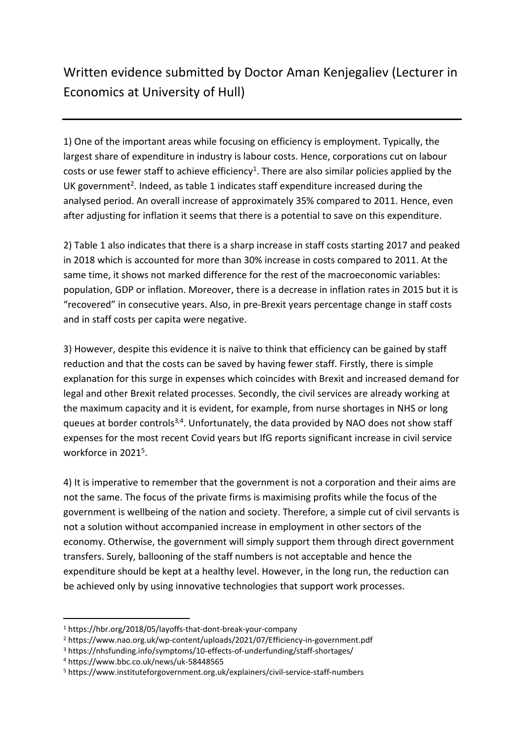# Written evidence submitted by Doctor Aman Kenjegaliev (Lecturer in Economics at University of Hull)

1) One of the important areas while focusing on efficiency is employment. Typically, the largest share of expenditure in industry is labour costs. Hence, corporations cut on labour costs or use fewer staff to achieve efficiency[1]. There are also similar policies applied by the UK government[2]. Indeed, as table 1 indicates staff expenditure increased during the analysed period. An overall increase of approximately 35% compared to 2011. Hence, even after adjusting for inflation it seems that there is a potential to save on this expenditure.

2) Table 1 also indicates that there is a sharp increase in staff costs starting 2017 and peaked in 2018 which is accounted for more than 30% increase in costs compared to 2011. At the same time, it shows not marked difference for the rest of the macroeconomic variables: population, GDP or inflation. Moreover, there is a decrease in inflation rates in 2015 but it is "recovered" in consecutive years. Also, in pre-Brexit years percentage change in staff costs and in staff costs per capita were negative.

3) However, despite this evidence it is naïve to think that efficiency can be gained by staff reduction and that the costs can be saved by having fewer staff. Firstly, there is simple explanation for this surge in expenses which coincides with Brexit and increased demand for legal and other Brexit related processes. Secondly, the civil services are already working at the maximum capacity and it is evident, for example, from nurse shortages in NHS or long queues at border controls[3,4]. Unfortunately, the data provided by NAO does not show staff expenses for the most recent Covid years but IfG reports significant increase in civil service workforce in 2021[5].

4) It is imperative to remember that the government is not a corporation and their aims are not the same. The focus of the private firms is maximising profits while the focus of the government is wellbeing of the nation and society. Therefore, a simple cut of civil servants is not a solution without accompanied increase in employment in other sectors of the economy. Otherwise, the government will simply support them through direct government transfers. Surely, ballooning of the staff numbers is not acceptable and hence the expenditure should be kept at a healthy level. However, in the long run, the reduction can be achieved only by using innovative technologies that support work processes.

---

[1] https://hbr.org/2018/05/layoffs-that-dont-break-your-company

[2] https://www.nao.org.uk/wp-content/uploads/2021/07/Efficiency-in-government.pdf

[3] https://nhsfunding.info/symptoms/10-effects-of-underfunding/staff-shortages/

[4] https://www.bbc.co.uk/news/uk-58448565

[5] https://www.instituteforgovernment.org.uk/explainers/civil-service-staff-numbers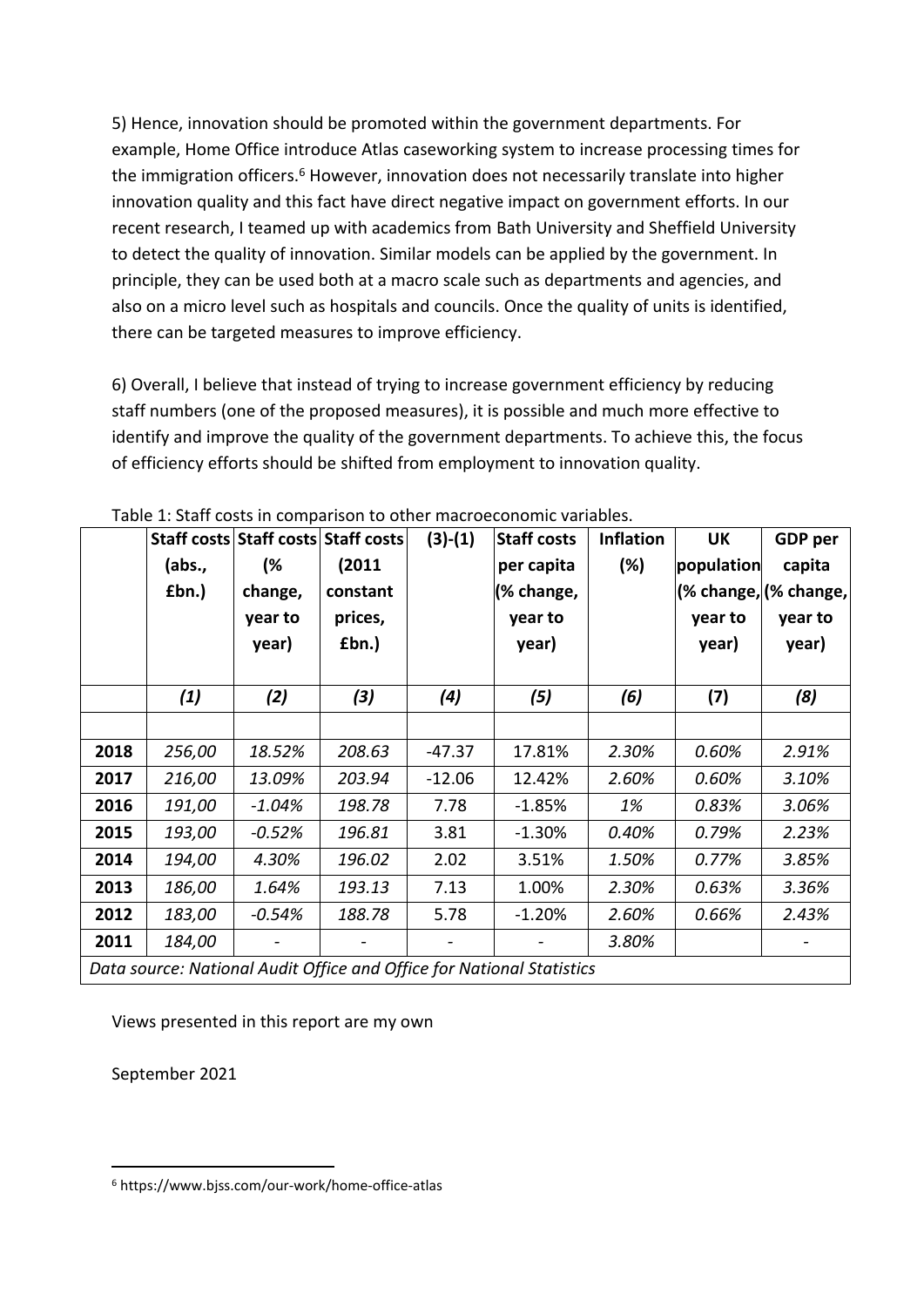5) Hence, innovation should be promoted within the government departments. For example, Home Office introduce Atlas caseworking system to increase processing times for the immigration officers.[6] However, innovation does not necessarily translate into higher innovation quality and this fact have direct negative impact on government efforts. In our recent research, I teamed up with academics from Bath University and Sheffield University to detect the quality of innovation. Similar models can be applied by the government. In principle, they can be used both at a macro scale such as departments and agencies, and also on a micro level such as hospitals and councils. Once the quality of units is identified, there can be targeted measures to improve efficiency.

6) Overall, I believe that instead of trying to increase government efficiency by reducing staff numbers (one of the proposed measures), it is possible and much more effective to identify and improve the quality of the government departments. To achieve this, the focus of efficiency efforts should be shifted from employment to innovation quality.

Table 1: Staff costs in comparison to other macroeconomic variables.

| | **Staff costs (abs., £bn.)** | **Staff costs (% change, year to year)** | **Staff costs (2011 constant prices, £bn.)** | **(3)-(1)** | **Staff costs per capita (% change, year to year)** | **Inflation (%)** | **UK population (% change, year to year)** | **GDP per capita (% change, year to year)** |
|---|---|---|---|---|---|---|---|---|
| | ***(1)*** | ***(2)*** | ***(3)*** | ***(4)*** | ***(5)*** | ***(6)*** | **(7)** | ***(8)*** |
| | | | | | | | | |
| **2018** | *256,00* | *18.52%* | *208.63* | -47.37 | 17.81% | *2.30%* | *0.60%* | *2.91%* |
| **2017** | *216,00* | *13.09%* | *203.94* | -12.06 | 12.42% | *2.60%* | *0.60%* | *3.10%* |
| **2016** | *191,00* | *-1.04%* | *198.78* | 7.78 | -1.85% | *1%* | *0.83%* | *3.06%* |
| **2015** | *193,00* | *-0.52%* | *196.81* | 3.81 | -1.30% | *0.40%* | *0.79%* | *2.23%* |
| **2014** | *194,00* | *4.30%* | *196.02* | 2.02 | 3.51% | *1.50%* | *0.77%* | *3.85%* |
| **2013** | *186,00* | *1.64%* | *193.13* | 7.13 | 1.00% | *2.30%* | *0.63%* | *3.36%* |
| **2012** | *183,00* | *-0.54%* | *188.78* | 5.78 | -1.20% | *2.60%* | *0.66%* | *2.43%* |
| **2011** | *184,00* | - | - | - | - | *3.80%* | | - |

*Data source: National Audit Office and Office for National Statistics*

Views presented in this report are my own

September 2021

[6] https://www.bjss.com/our-work/home-office-atlas